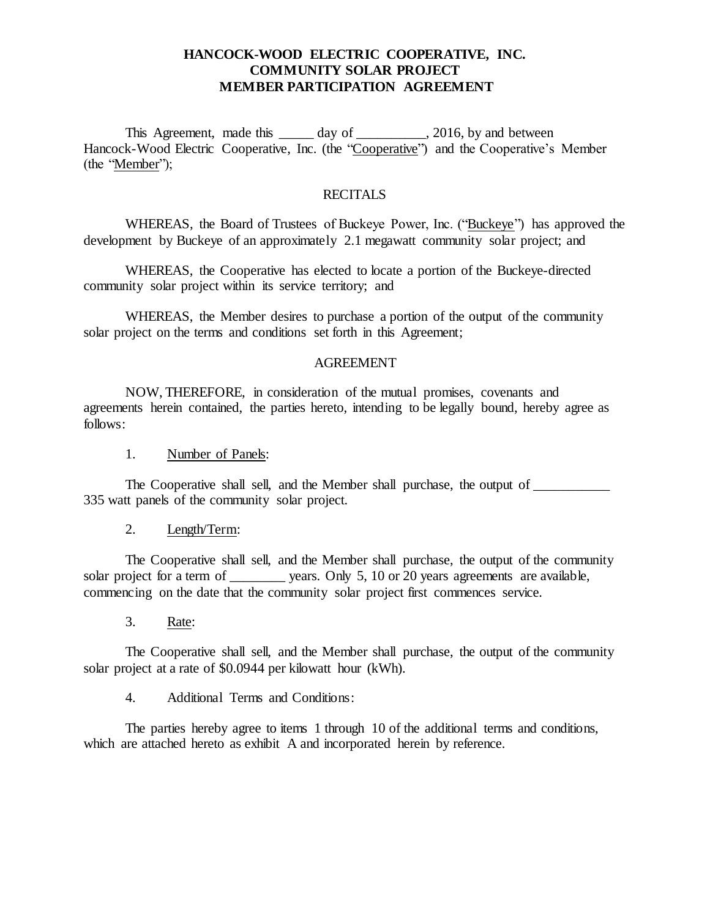**HANCOCK-WOOD ELECTRIC COOPERATIVE, INC.**
**COMMUNITY SOLAR PROJECT**
**MEMBER PARTICIPATION AGREEMENT**

This Agreement, made this _____ day of __________, 2016, by and between Hancock-Wood Electric Cooperative, Inc. (the "Cooperative") and the Cooperative's Member (the "Member");

RECITALS

WHEREAS, the Board of Trustees of Buckeye Power, Inc. ("Buckeye") has approved the development by Buckeye of an approximately 2.1 megawatt community solar project; and

WHEREAS, the Cooperative has elected to locate a portion of the Buckeye-directed community solar project within its service territory; and

WHEREAS, the Member desires to purchase a portion of the output of the community solar project on the terms and conditions set forth in this Agreement;

AGREEMENT

NOW, THEREFORE, in consideration of the mutual promises, covenants and agreements herein contained, the parties hereto, intending to be legally bound, hereby agree as follows:

1. Number of Panels:

The Cooperative shall sell, and the Member shall purchase, the output of ___________ 335 watt panels of the community solar project.

2. Length/Term:

The Cooperative shall sell, and the Member shall purchase, the output of the community solar project for a term of ________ years. Only 5, 10 or 20 years agreements are available, commencing on the date that the community solar project first commences service.

3. Rate:

The Cooperative shall sell, and the Member shall purchase, the output of the community solar project at a rate of $0.0944 per kilowatt hour (kWh).

4. Additional Terms and Conditions:

The parties hereby agree to items 1 through 10 of the additional terms and conditions, which are attached hereto as exhibit A and incorporated herein by reference.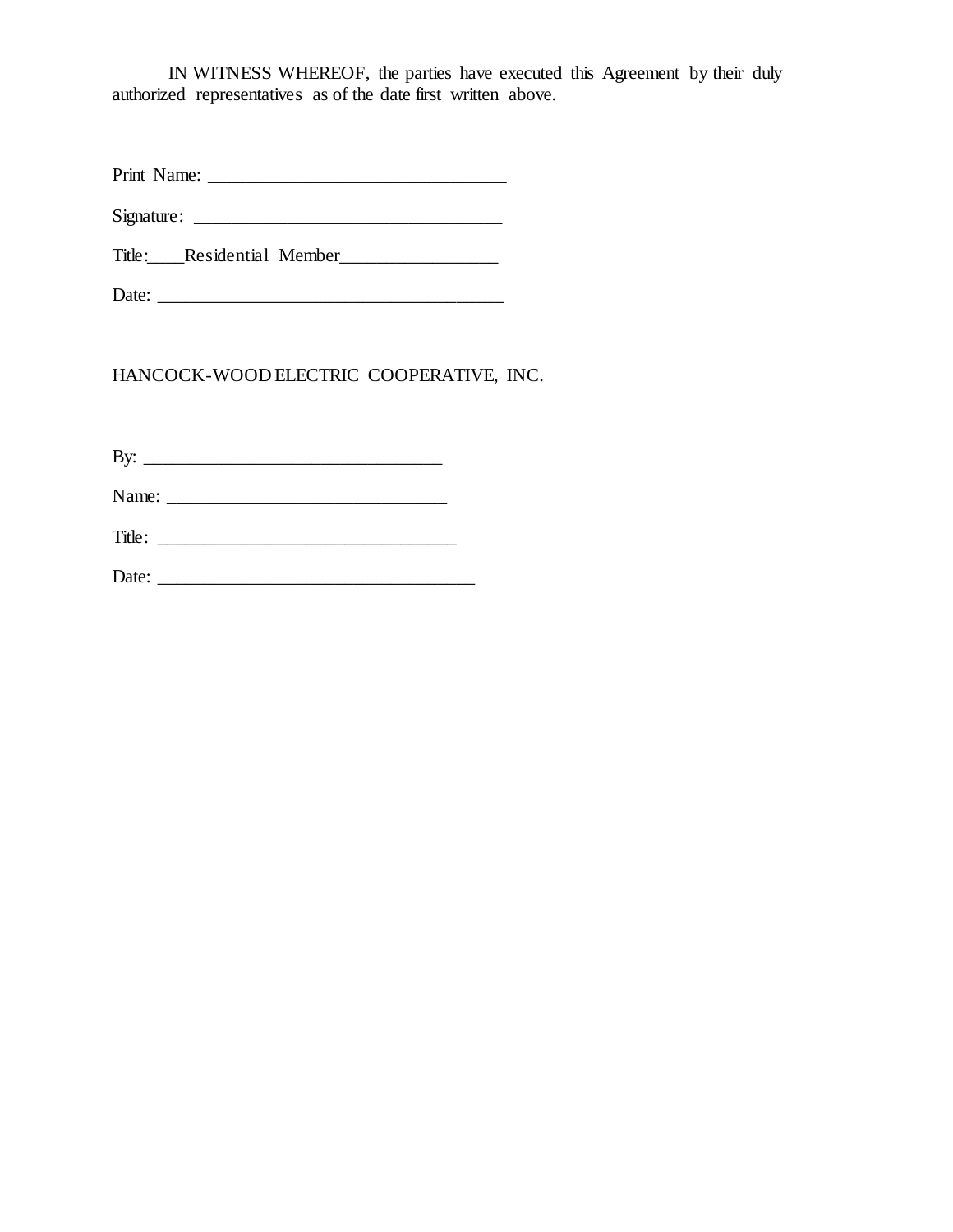IN WITNESS WHEREOF, the parties have executed this Agreement by their duly authorized representatives as of the date first written above.

Print Name: ________________________________

Signature: _________________________________

Title:____Residential Member________________

Date: ______________________________________

HANCOCK-WOOD ELECTRIC COOPERATIVE, INC.

By: ________________________________

Name: ______________________________

Title: _______________________________

Date: ___________________________________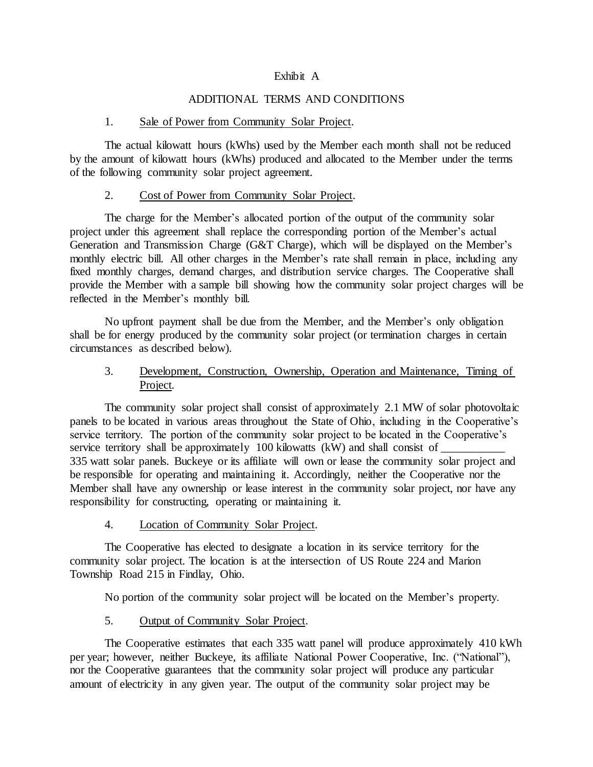# Exhibit A

## ADDITIONAL TERMS AND CONDITIONS

1. <u>Sale of Power from Community Solar Project</u>.

The actual kilowatt hours (kWhs) used by the Member each month shall not be reduced by the amount of kilowatt hours (kWhs) produced and allocated to the Member under the terms of the following community solar project agreement.

2. <u>Cost of Power from Community Solar Project</u>.

The charge for the Member's allocated portion of the output of the community solar project under this agreement shall replace the corresponding portion of the Member's actual Generation and Transmission Charge (G&T Charge), which will be displayed on the Member's monthly electric bill. All other charges in the Member's rate shall remain in place, including any fixed monthly charges, demand charges, and distribution service charges. The Cooperative shall provide the Member with a sample bill showing how the community solar project charges will be reflected in the Member's monthly bill.

No upfront payment shall be due from the Member, and the Member's only obligation shall be for energy produced by the community solar project (or termination charges in certain circumstances as described below).

3. <u>Development, Construction, Ownership, Operation and Maintenance, Timing of Project</u>.

The community solar project shall consist of approximately 2.1 MW of solar photovoltaic panels to be located in various areas throughout the State of Ohio, including in the Cooperative's service territory. The portion of the community solar project to be located in the Cooperative's service territory shall be approximately 100 kilowatts (kW) and shall consist of ___________ 335 watt solar panels. Buckeye or its affiliate will own or lease the community solar project and be responsible for operating and maintaining it. Accordingly, neither the Cooperative nor the Member shall have any ownership or lease interest in the community solar project, nor have any responsibility for constructing, operating or maintaining it.

4. <u>Location of Community Solar Project</u>.

The Cooperative has elected to designate a location in its service territory for the community solar project. The location is at the intersection of US Route 224 and Marion Township Road 215 in Findlay, Ohio.

No portion of the community solar project will be located on the Member's property.

5. <u>Output of Community Solar Project</u>.

The Cooperative estimates that each 335 watt panel will produce approximately 410 kWh per year; however, neither Buckeye, its affiliate National Power Cooperative, Inc. ("National"), nor the Cooperative guarantees that the community solar project will produce any particular amount of electricity in any given year. The output of the community solar project may be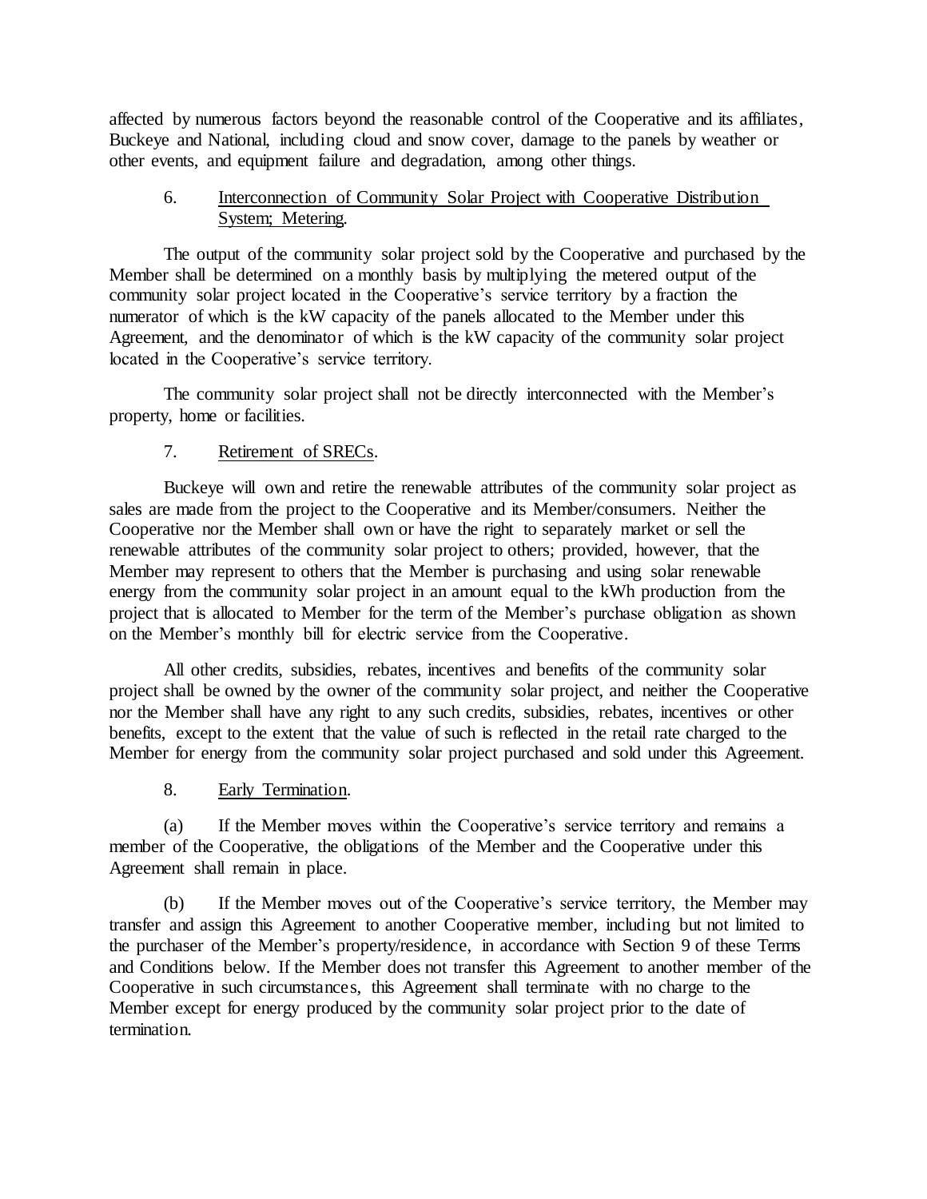affected by numerous factors beyond the reasonable control of the Cooperative and its affiliates, Buckeye and National, including cloud and snow cover, damage to the panels by weather or other events, and equipment failure and degradation, among other things.

6. <u>Interconnection of Community Solar Project with Cooperative Distribution System; Metering</u>.

The output of the community solar project sold by the Cooperative and purchased by the Member shall be determined on a monthly basis by multiplying the metered output of the community solar project located in the Cooperative's service territory by a fraction the numerator of which is the kW capacity of the panels allocated to the Member under this Agreement, and the denominator of which is the kW capacity of the community solar project located in the Cooperative's service territory.

The community solar project shall not be directly interconnected with the Member's property, home or facilities.

7. <u>Retirement of SRECs</u>.

Buckeye will own and retire the renewable attributes of the community solar project as sales are made from the project to the Cooperative and its Member/consumers. Neither the Cooperative nor the Member shall own or have the right to separately market or sell the renewable attributes of the community solar project to others; provided, however, that the Member may represent to others that the Member is purchasing and using solar renewable energy from the community solar project in an amount equal to the kWh production from the project that is allocated to Member for the term of the Member's purchase obligation as shown on the Member's monthly bill for electric service from the Cooperative.

All other credits, subsidies, rebates, incentives and benefits of the community solar project shall be owned by the owner of the community solar project, and neither the Cooperative nor the Member shall have any right to any such credits, subsidies, rebates, incentives or other benefits, except to the extent that the value of such is reflected in the retail rate charged to the Member for energy from the community solar project purchased and sold under this Agreement.

8. <u>Early Termination</u>.

(a) If the Member moves within the Cooperative's service territory and remains a member of the Cooperative, the obligations of the Member and the Cooperative under this Agreement shall remain in place.

(b) If the Member moves out of the Cooperative's service territory, the Member may transfer and assign this Agreement to another Cooperative member, including but not limited to the purchaser of the Member's property/residence, in accordance with Section 9 of these Terms and Conditions below. If the Member does not transfer this Agreement to another member of the Cooperative in such circumstances, this Agreement shall terminate with no charge to the Member except for energy produced by the community solar project prior to the date of termination.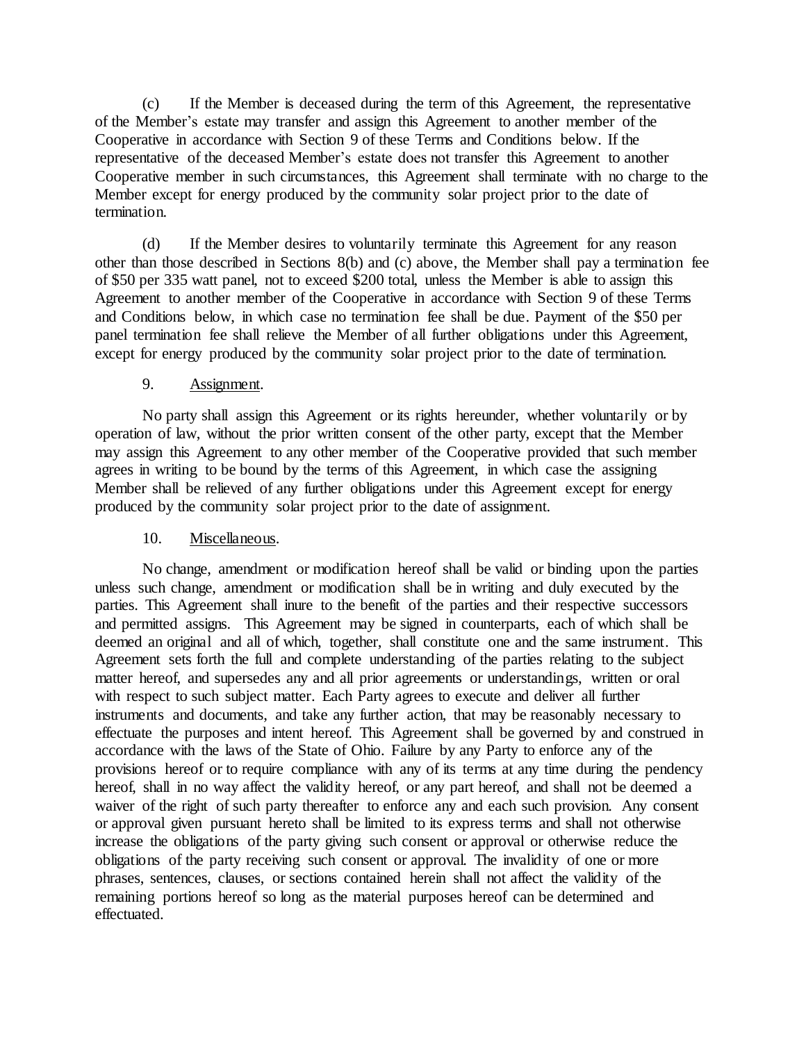(c) If the Member is deceased during the term of this Agreement, the representative of the Member's estate may transfer and assign this Agreement to another member of the Cooperative in accordance with Section 9 of these Terms and Conditions below. If the representative of the deceased Member's estate does not transfer this Agreement to another Cooperative member in such circumstances, this Agreement shall terminate with no charge to the Member except for energy produced by the community solar project prior to the date of termination.

(d) If the Member desires to voluntarily terminate this Agreement for any reason other than those described in Sections 8(b) and (c) above, the Member shall pay a termination fee of $50 per 335 watt panel, not to exceed $200 total, unless the Member is able to assign this Agreement to another member of the Cooperative in accordance with Section 9 of these Terms and Conditions below, in which case no termination fee shall be due. Payment of the $50 per panel termination fee shall relieve the Member of all further obligations under this Agreement, except for energy produced by the community solar project prior to the date of termination.

9. Assignment.

No party shall assign this Agreement or its rights hereunder, whether voluntarily or by operation of law, without the prior written consent of the other party, except that the Member may assign this Agreement to any other member of the Cooperative provided that such member agrees in writing to be bound by the terms of this Agreement, in which case the assigning Member shall be relieved of any further obligations under this Agreement except for energy produced by the community solar project prior to the date of assignment.

10. Miscellaneous.

No change, amendment or modification hereof shall be valid or binding upon the parties unless such change, amendment or modification shall be in writing and duly executed by the parties. This Agreement shall inure to the benefit of the parties and their respective successors and permitted assigns. This Agreement may be signed in counterparts, each of which shall be deemed an original and all of which, together, shall constitute one and the same instrument. This Agreement sets forth the full and complete understanding of the parties relating to the subject matter hereof, and supersedes any and all prior agreements or understandings, written or oral with respect to such subject matter. Each Party agrees to execute and deliver all further instruments and documents, and take any further action, that may be reasonably necessary to effectuate the purposes and intent hereof. This Agreement shall be governed by and construed in accordance with the laws of the State of Ohio. Failure by any Party to enforce any of the provisions hereof or to require compliance with any of its terms at any time during the pendency hereof, shall in no way affect the validity hereof, or any part hereof, and shall not be deemed a waiver of the right of such party thereafter to enforce any and each such provision. Any consent or approval given pursuant hereto shall be limited to its express terms and shall not otherwise increase the obligations of the party giving such consent or approval or otherwise reduce the obligations of the party receiving such consent or approval. The invalidity of one or more phrases, sentences, clauses, or sections contained herein shall not affect the validity of the remaining portions hereof so long as the material purposes hereof can be determined and effectuated.